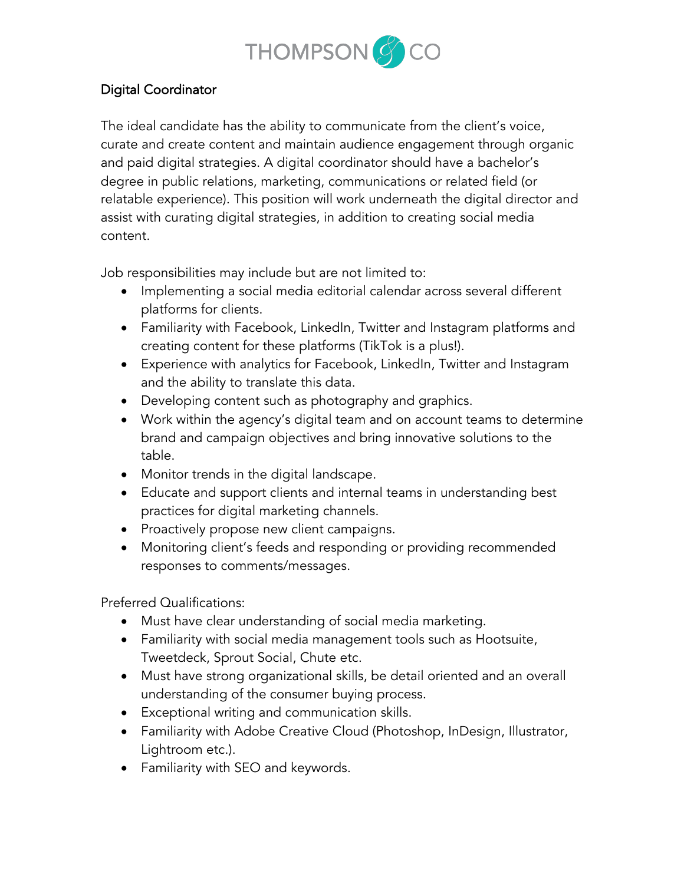# THOMPSON & CO

## Digital Coordinator

The ideal candidate has the ability to communicate from the client's voice, curate and create content and maintain audience engagement through organic and paid digital strategies. A digital coordinator should have a bachelor's degree in public relations, marketing, communications or related field (or relatable experience). This position will work underneath the digital director and assist with curating digital strategies, in addition to creating social media content.

Job responsibilities may include but are not limited to:

- Implementing a social media editorial calendar across several different platforms for clients.
- Familiarity with Facebook, LinkedIn, Twitter and Instagram platforms and creating content for these platforms (TikTok is a plus!).
- Experience with analytics for Facebook, LinkedIn, Twitter and Instagram and the ability to translate this data.
- Developing content such as photography and graphics.
- Work within the agency's digital team and on account teams to determine brand and campaign objectives and bring innovative solutions to the table.
- Monitor trends in the digital landscape.
- Educate and support clients and internal teams in understanding best practices for digital marketing channels.
- Proactively propose new client campaigns.
- Monitoring client's feeds and responding or providing recommended responses to comments/messages.

Preferred Qualifications:

- Must have clear understanding of social media marketing.
- Familiarity with social media management tools such as Hootsuite, Tweetdeck, Sprout Social, Chute etc.
- Must have strong organizational skills, be detail oriented and an overall understanding of the consumer buying process.
- Exceptional writing and communication skills.
- Familiarity with Adobe Creative Cloud (Photoshop, InDesign, Illustrator, Lightroom etc.).
- Familiarity with SEO and keywords.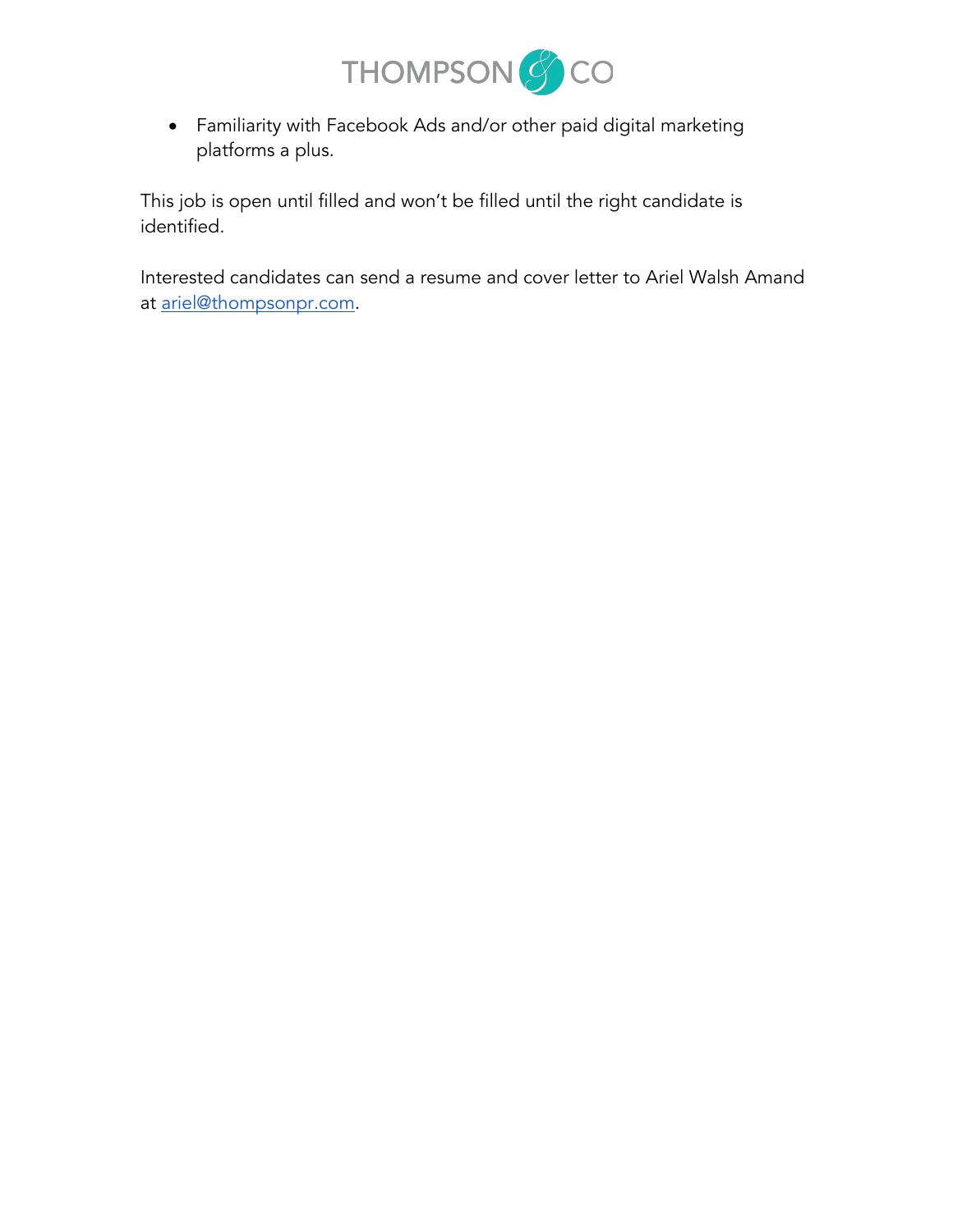- Familiarity with Facebook Ads and/or other paid digital marketing platforms a plus.

This job is open until filled and won't be filled until the right candidate is identified.

Interested candidates can send a resume and cover letter to Ariel Walsh Amand at ariel@thompsonpr.com.